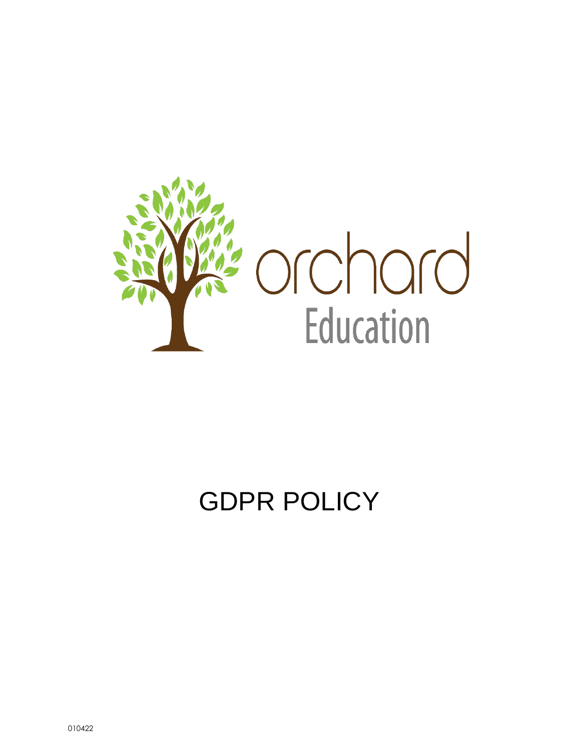orchard

Education

# GDPR POLICY

010422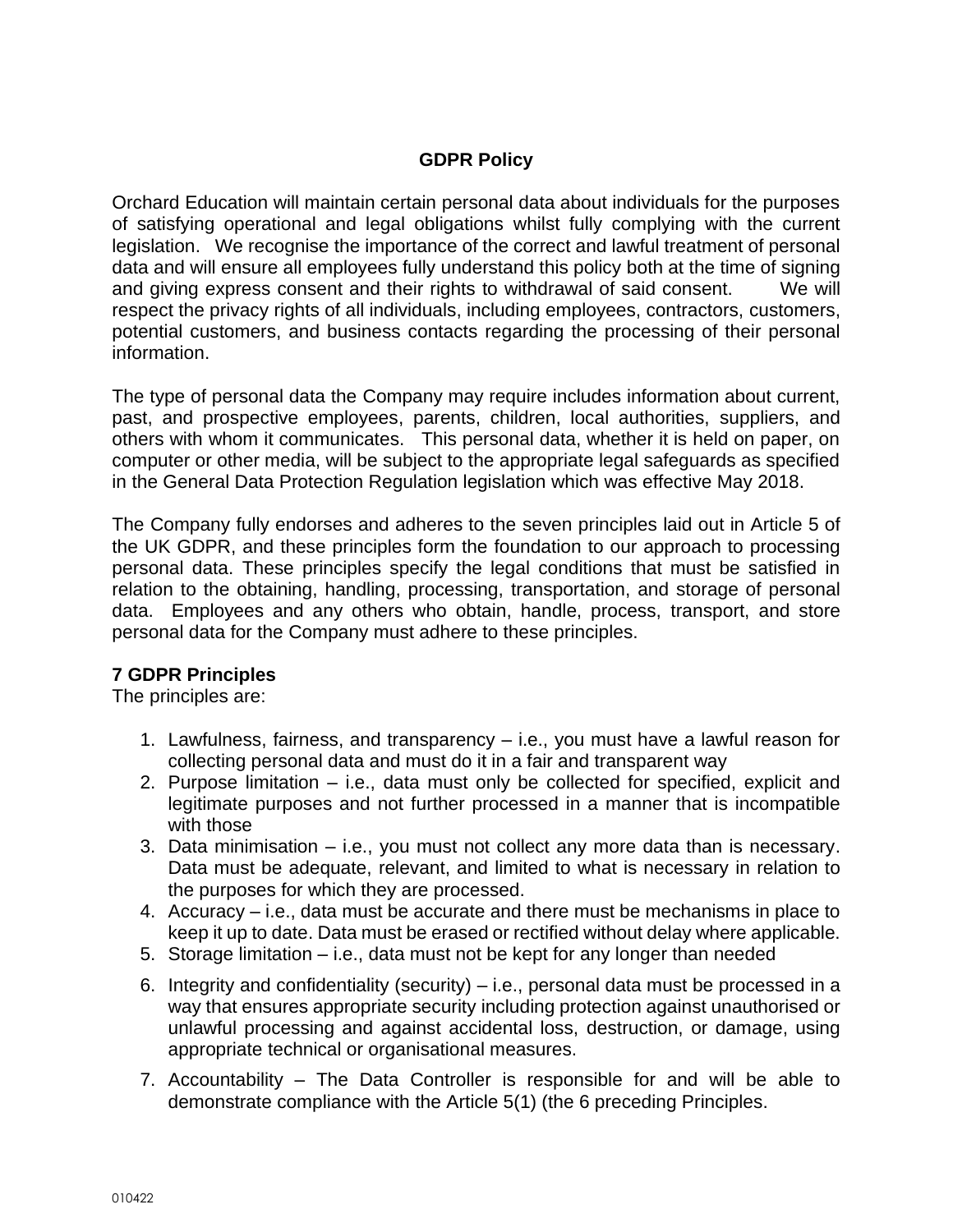## GDPR Policy

Orchard Education will maintain certain personal data about individuals for the purposes of satisfying operational and legal obligations whilst fully complying with the current legislation. We recognise the importance of the correct and lawful treatment of personal data and will ensure all employees fully understand this policy both at the time of signing and giving express consent and their rights to withdrawal of said consent. We will respect the privacy rights of all individuals, including employees, contractors, customers, potential customers, and business contacts regarding the processing of their personal information.

The type of personal data the Company may require includes information about current, past, and prospective employees, parents, children, local authorities, suppliers, and others with whom it communicates. This personal data, whether it is held on paper, on computer or other media, will be subject to the appropriate legal safeguards as specified in the General Data Protection Regulation legislation which was effective May 2018.

The Company fully endorses and adheres to the seven principles laid out in Article 5 of the UK GDPR, and these principles form the foundation to our approach to processing personal data. These principles specify the legal conditions that must be satisfied in relation to the obtaining, handling, processing, transportation, and storage of personal data. Employees and any others who obtain, handle, process, transport, and store personal data for the Company must adhere to these principles.

**7 GDPR Principles**
The principles are:

1. Lawfulness, fairness, and transparency – i.e., you must have a lawful reason for collecting personal data and must do it in a fair and transparent way
2. Purpose limitation – i.e., data must only be collected for specified, explicit and legitimate purposes and not further processed in a manner that is incompatible with those
3. Data minimisation – i.e., you must not collect any more data than is necessary. Data must be adequate, relevant, and limited to what is necessary in relation to the purposes for which they are processed.
4. Accuracy – i.e., data must be accurate and there must be mechanisms in place to keep it up to date. Data must be erased or rectified without delay where applicable.
5. Storage limitation – i.e., data must not be kept for any longer than needed
6. Integrity and confidentiality (security) – i.e., personal data must be processed in a way that ensures appropriate security including protection against unauthorised or unlawful processing and against accidental loss, destruction, or damage, using appropriate technical or organisational measures.
7. Accountability – The Data Controller is responsible for and will be able to demonstrate compliance with the Article 5(1) (the 6 preceding Principles.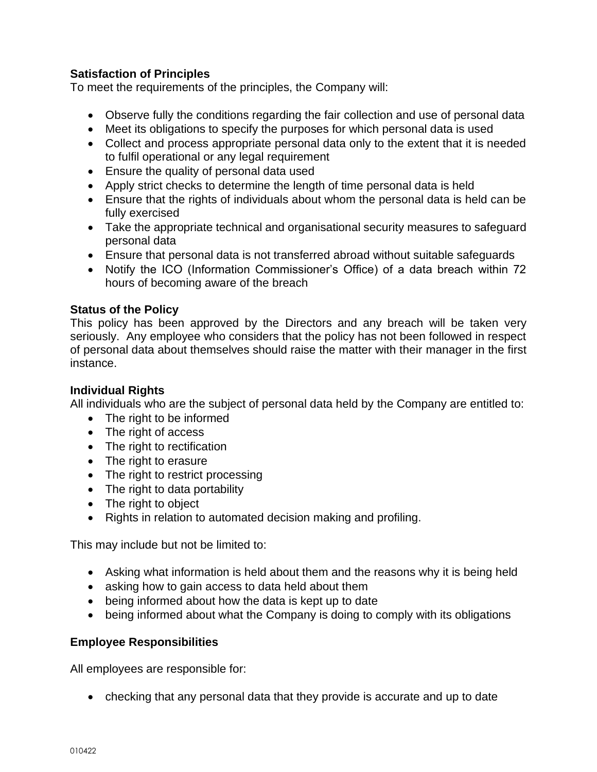**Satisfaction of Principles**
To meet the requirements of the principles, the Company will:

- Observe fully the conditions regarding the fair collection and use of personal data
- Meet its obligations to specify the purposes for which personal data is used
- Collect and process appropriate personal data only to the extent that it is needed to fulfil operational or any legal requirement
- Ensure the quality of personal data used
- Apply strict checks to determine the length of time personal data is held
- Ensure that the rights of individuals about whom the personal data is held can be fully exercised
- Take the appropriate technical and organisational security measures to safeguard personal data
- Ensure that personal data is not transferred abroad without suitable safeguards
- Notify the ICO (Information Commissioner's Office) of a data breach within 72 hours of becoming aware of the breach

**Status of the Policy**
This policy has been approved by the Directors and any breach will be taken very seriously. Any employee who considers that the policy has not been followed in respect of personal data about themselves should raise the matter with their manager in the first instance.

**Individual Rights**
All individuals who are the subject of personal data held by the Company are entitled to:

- The right to be informed
- The right of access
- The right to rectification
- The right to erasure
- The right to restrict processing
- The right to data portability
- The right to object
- Rights in relation to automated decision making and profiling.

This may include but not be limited to:

- Asking what information is held about them and the reasons why it is being held
- asking how to gain access to data held about them
- being informed about how the data is kept up to date
- being informed about what the Company is doing to comply with its obligations

**Employee Responsibilities**

All employees are responsible for:

- checking that any personal data that they provide is accurate and up to date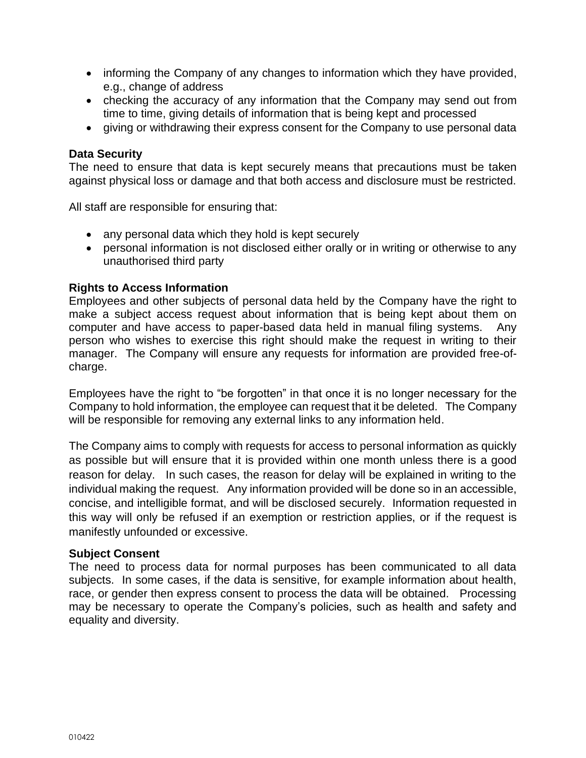- informing the Company of any changes to information which they have provided, e.g., change of address
- checking the accuracy of any information that the Company may send out from time to time, giving details of information that is being kept and processed
- giving or withdrawing their express consent for the Company to use personal data

**Data Security**

The need to ensure that data is kept securely means that precautions must be taken against physical loss or damage and that both access and disclosure must be restricted.

All staff are responsible for ensuring that:

- any personal data which they hold is kept securely
- personal information is not disclosed either orally or in writing or otherwise to any unauthorised third party

**Rights to Access Information**

Employees and other subjects of personal data held by the Company have the right to make a subject access request about information that is being kept about them on computer and have access to paper-based data held in manual filing systems. Any person who wishes to exercise this right should make the request in writing to their manager. The Company will ensure any requests for information are provided free-of-charge.

Employees have the right to "be forgotten" in that once it is no longer necessary for the Company to hold information, the employee can request that it be deleted. The Company will be responsible for removing any external links to any information held.

The Company aims to comply with requests for access to personal information as quickly as possible but will ensure that it is provided within one month unless there is a good reason for delay. In such cases, the reason for delay will be explained in writing to the individual making the request. Any information provided will be done so in an accessible, concise, and intelligible format, and will be disclosed securely. Information requested in this way will only be refused if an exemption or restriction applies, or if the request is manifestly unfounded or excessive.

**Subject Consent**

The need to process data for normal purposes has been communicated to all data subjects. In some cases, if the data is sensitive, for example information about health, race, or gender then express consent to process the data will be obtained. Processing may be necessary to operate the Company's policies, such as health and safety and equality and diversity.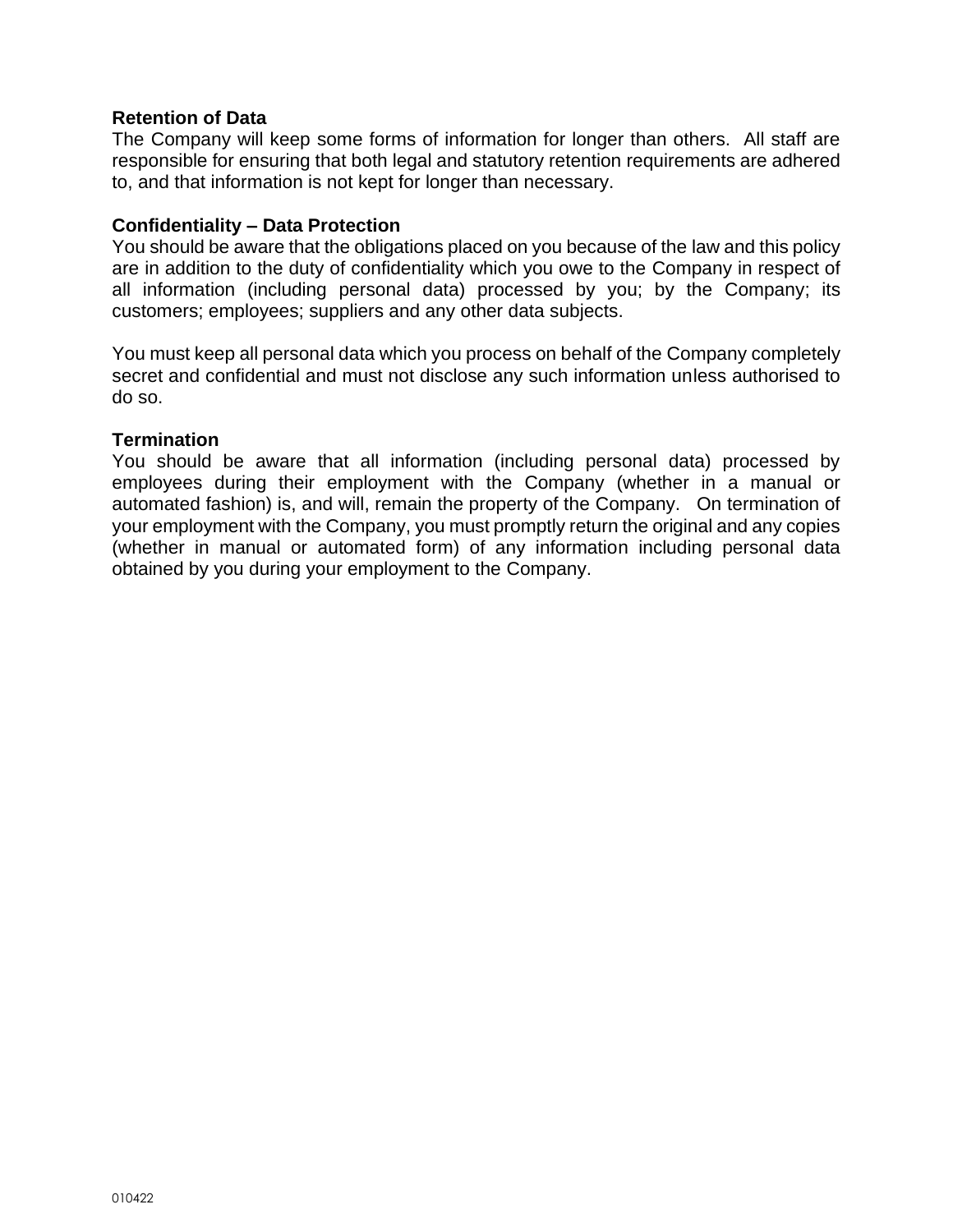**Retention of Data**
The Company will keep some forms of information for longer than others. All staff are responsible for ensuring that both legal and statutory retention requirements are adhered to, and that information is not kept for longer than necessary.

**Confidentiality – Data Protection**
You should be aware that the obligations placed on you because of the law and this policy are in addition to the duty of confidentiality which you owe to the Company in respect of all information (including personal data) processed by you; by the Company; its customers; employees; suppliers and any other data subjects.

You must keep all personal data which you process on behalf of the Company completely secret and confidential and must not disclose any such information unless authorised to do so.

**Termination**
You should be aware that all information (including personal data) processed by employees during their employment with the Company (whether in a manual or automated fashion) is, and will, remain the property of the Company. On termination of your employment with the Company, you must promptly return the original and any copies (whether in manual or automated form) of any information including personal data obtained by you during your employment to the Company.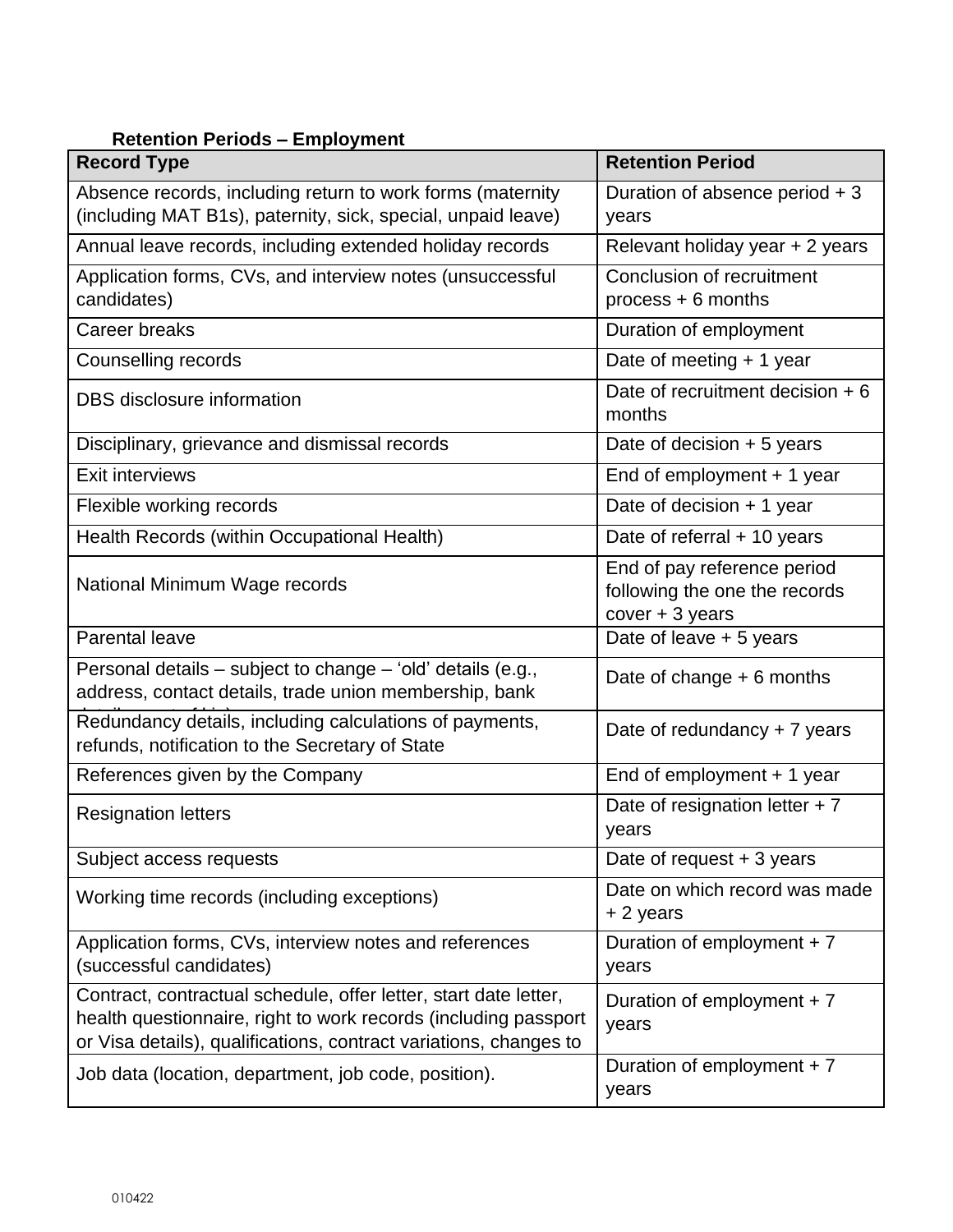**Retention Periods – Employment**

| Record Type | Retention Period |
|---|---|
| Absence records, including return to work forms (maternity (including MAT B1s), paternity, sick, special, unpaid leave) | Duration of absence period + 3 years |
| Annual leave records, including extended holiday records | Relevant holiday year + 2 years |
| Application forms, CVs, and interview notes (unsuccessful candidates) | Conclusion of recruitment process + 6 months |
| Career breaks | Duration of employment |
| Counselling records | Date of meeting + 1 year |
| DBS disclosure information | Date of recruitment decision + 6 months |
| Disciplinary, grievance and dismissal records | Date of decision + 5 years |
| Exit interviews | End of employment + 1 year |
| Flexible working records | Date of decision + 1 year |
| Health Records (within Occupational Health) | Date of referral + 10 years |
| National Minimum Wage records | End of pay reference period following the one the records cover + 3 years |
| Parental leave | Date of leave + 5 years |
| Personal details – subject to change – 'old' details (e.g., address, contact details, trade union membership, bank | Date of change + 6 months |
| Redundancy details, including calculations of payments, refunds, notification to the Secretary of State | Date of redundancy + 7 years |
| References given by the Company | End of employment + 1 year |
| Resignation letters | Date of resignation letter + 7 years |
| Subject access requests | Date of request + 3 years |
| Working time records (including exceptions) | Date on which record was made + 2 years |
| Application forms, CVs, interview notes and references (successful candidates) | Duration of employment + 7 years |
| Contract, contractual schedule, offer letter, start date letter, health questionnaire, right to work records (including passport or Visa details), qualifications, contract variations, changes to | Duration of employment + 7 years |
| Job data (location, department, job code, position). | Duration of employment + 7 years |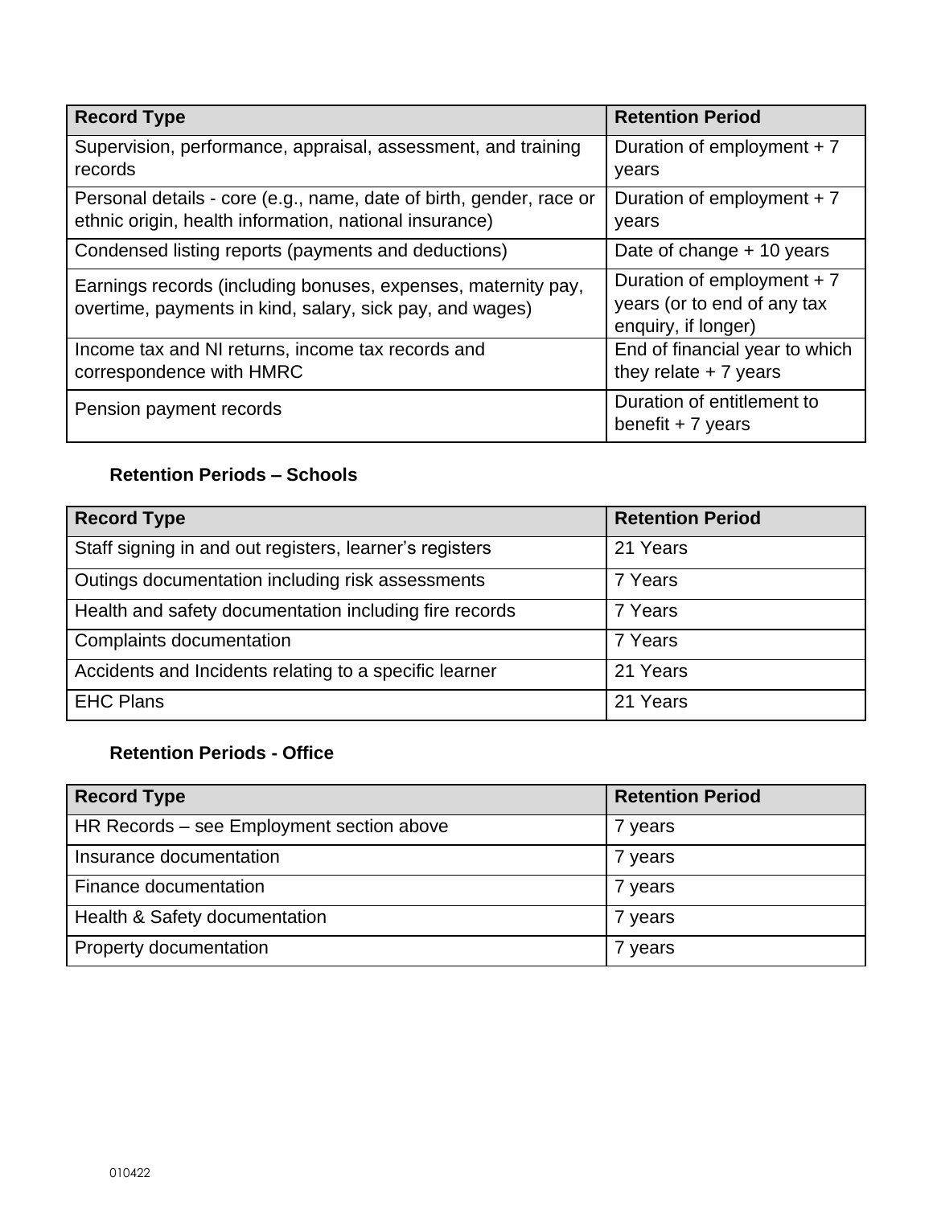| Record Type | Retention Period |
| --- | --- |
| Supervision, performance, appraisal, assessment, and training records | Duration of employment + 7 years |
| Personal details - core (e.g., name, date of birth, gender, race or ethnic origin, health information, national insurance) | Duration of employment + 7 years |
| Condensed listing reports (payments and deductions) | Date of change + 10 years |
| Earnings records (including bonuses, expenses, maternity pay, overtime, payments in kind, salary, sick pay, and wages) | Duration of employment + 7 years (or to end of any tax enquiry, if longer) |
| Income tax and NI returns, income tax records and correspondence with HMRC | End of financial year to which they relate + 7 years |
| Pension payment records | Duration of entitlement to benefit + 7 years |

**Retention Periods – Schools**

| Record Type | Retention Period |
| --- | --- |
| Staff signing in and out registers, learner’s registers | 21 Years |
| Outings documentation including risk assessments | 7 Years |
| Health and safety documentation including fire records | 7 Years |
| Complaints documentation | 7 Years |
| Accidents and Incidents relating to a specific learner | 21 Years |
| EHC Plans | 21 Years |

**Retention Periods - Office**

| Record Type | Retention Period |
| --- | --- |
| HR Records – see Employment section above | 7 years |
| Insurance documentation | 7 years |
| Finance documentation | 7 years |
| Health & Safety documentation | 7 years |
| Property documentation | 7 years |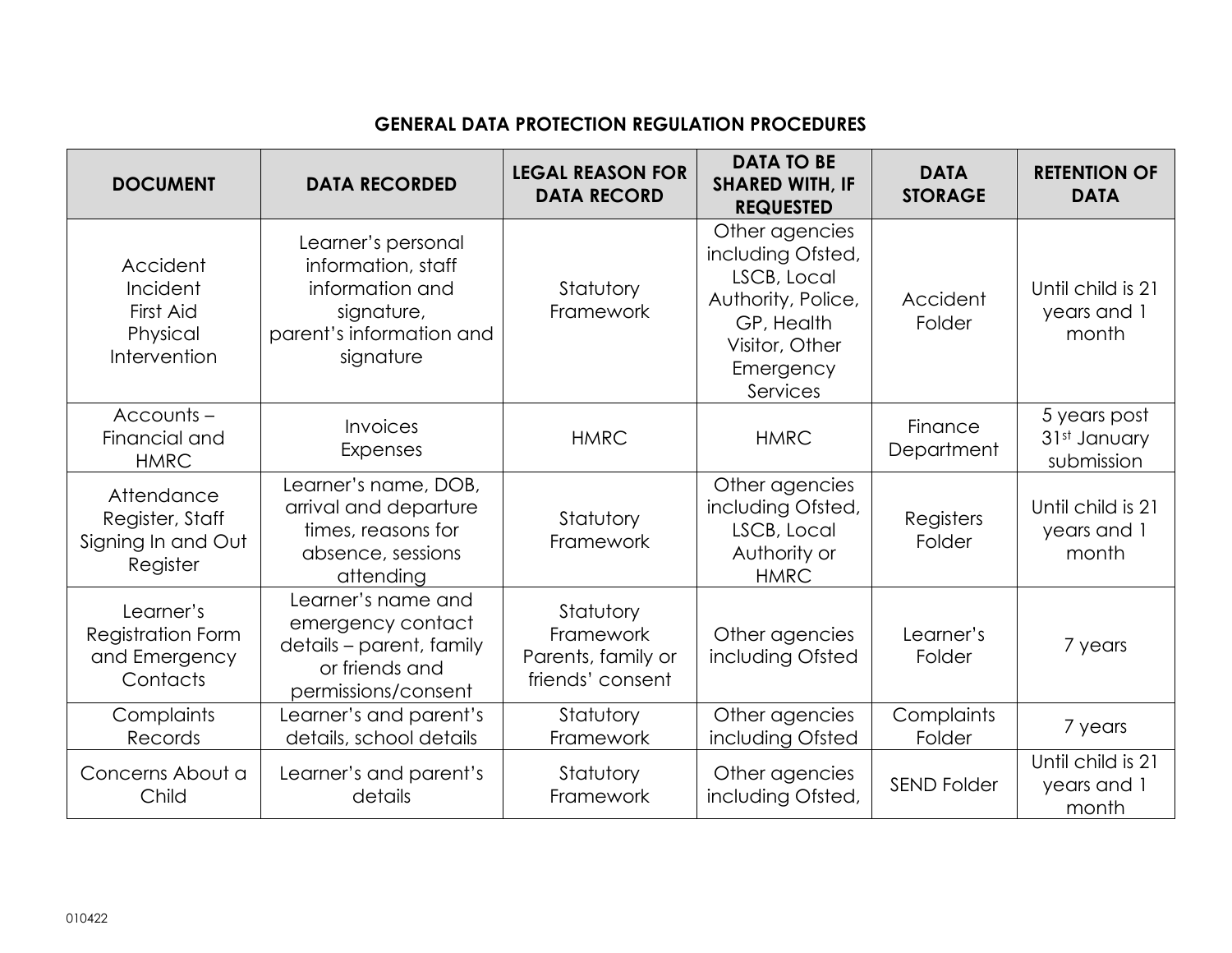## GENERAL DATA PROTECTION REGULATION PROCEDURES

| DOCUMENT | DATA RECORDED | LEGAL REASON FOR DATA RECORD | DATA TO BE SHARED WITH, IF REQUESTED | DATA STORAGE | RETENTION OF DATA |
|---|---|---|---|---|---|
| Accident Incident First Aid Physical Intervention | Learner's personal information, staff information and signature, parent's information and signature | Statutory Framework | Other agencies including Ofsted, LSCB, Local Authority, Police, GP, Health Visitor, Other Emergency Services | Accident Folder | Until child is 21 years and 1 month |
| Accounts – Financial and HMRC | Invoices Expenses | HMRC | HMRC | Finance Department | 5 years post 31st January submission |
| Attendance Register, Staff Signing In and Out Register | Learner's name, DOB, arrival and departure times, reasons for absence, sessions attending | Statutory Framework | Other agencies including Ofsted, LSCB, Local Authority or HMRC | Registers Folder | Until child is 21 years and 1 month |
| Learner's Registration Form and Emergency Contacts | Learner's name and emergency contact details – parent, family or friends and permissions/consent | Statutory Framework Parents, family or friends' consent | Other agencies including Ofsted | Learner's Folder | 7 years |
| Complaints Records | Learner's and parent's details, school details | Statutory Framework | Other agencies including Ofsted | Complaints Folder | 7 years |
| Concerns About a Child | Learner's and parent's details | Statutory Framework | Other agencies including Ofsted, | SEND Folder | Until child is 21 years and 1 month |

010422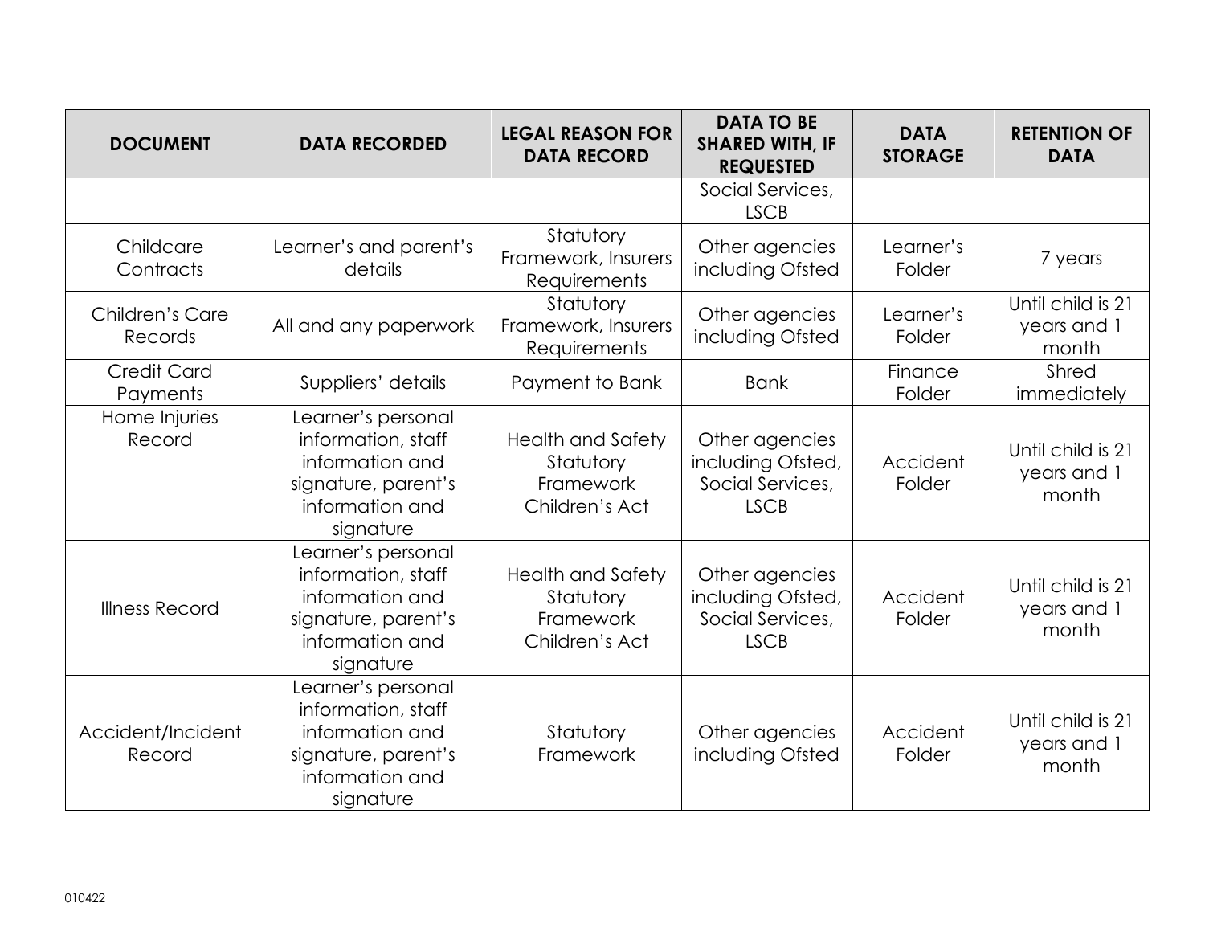| DOCUMENT | DATA RECORDED | LEGAL REASON FOR DATA RECORD | DATA TO BE SHARED WITH, IF REQUESTED | DATA STORAGE | RETENTION OF DATA |
|---|---|---|---|---|---|
| | | | Social Services, LSCB | | |
| Childcare Contracts | Learner's and parent's details | Statutory Framework, Insurers Requirements | Other agencies including Ofsted | Learner's Folder | 7 years |
| Children's Care Records | All and any paperwork | Statutory Framework, Insurers Requirements | Other agencies including Ofsted | Learner's Folder | Until child is 21 years and 1 month |
| Credit Card Payments | Suppliers' details | Payment to Bank | Bank | Finance Folder | Shred immediately |
| Home Injuries Record | Learner's personal information, staff information and signature, parent's information and signature | Health and Safety Statutory Framework Children's Act | Other agencies including Ofsted, Social Services, LSCB | Accident Folder | Until child is 21 years and 1 month |
| Illness Record | Learner's personal information, staff information and signature, parent's information and signature | Health and Safety Statutory Framework Children's Act | Other agencies including Ofsted, Social Services, LSCB | Accident Folder | Until child is 21 years and 1 month |
| Accident/Incident Record | Learner's personal information, staff information and signature, parent's information and signature | Statutory Framework | Other agencies including Ofsted | Accident Folder | Until child is 21 years and 1 month |

010422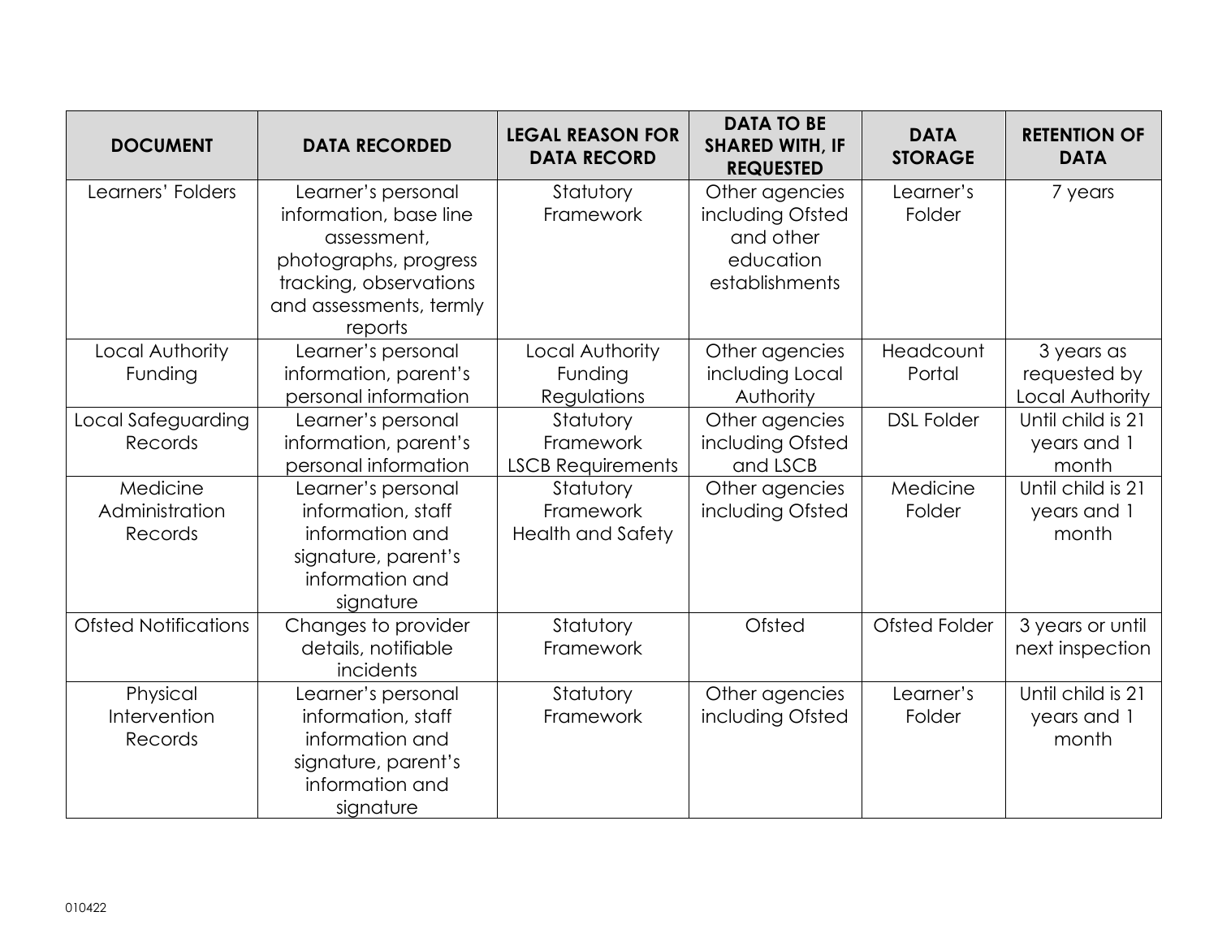| DOCUMENT | DATA RECORDED | LEGAL REASON FOR DATA RECORD | DATA TO BE SHARED WITH, IF REQUESTED | DATA STORAGE | RETENTION OF DATA |
|---|---|---|---|---|---|
| Learners' Folders | Learner's personal information, base line assessment, photographs, progress tracking, observations and assessments, termly reports | Statutory Framework | Other agencies including Ofsted and other education establishments | Learner's Folder | 7 years |
| Local Authority Funding | Learner's personal information, parent's personal information | Local Authority Funding Regulations | Other agencies including Local Authority | Headcount Portal | 3 years as requested by Local Authority |
| Local Safeguarding Records | Learner's personal information, parent's personal information | Statutory Framework LSCB Requirements | Other agencies including Ofsted and LSCB | DSL Folder | Until child is 21 years and 1 month |
| Medicine Administration Records | Learner's personal information, staff information and signature, parent's information and signature | Statutory Framework Health and Safety | Other agencies including Ofsted | Medicine Folder | Until child is 21 years and 1 month |
| Ofsted Notifications | Changes to provider details, notifiable incidents | Statutory Framework | Ofsted | Ofsted Folder | 3 years or until next inspection |
| Physical Intervention Records | Learner's personal information, staff information and signature, parent's information and signature | Statutory Framework | Other agencies including Ofsted | Learner's Folder | Until child is 21 years and 1 month |

010422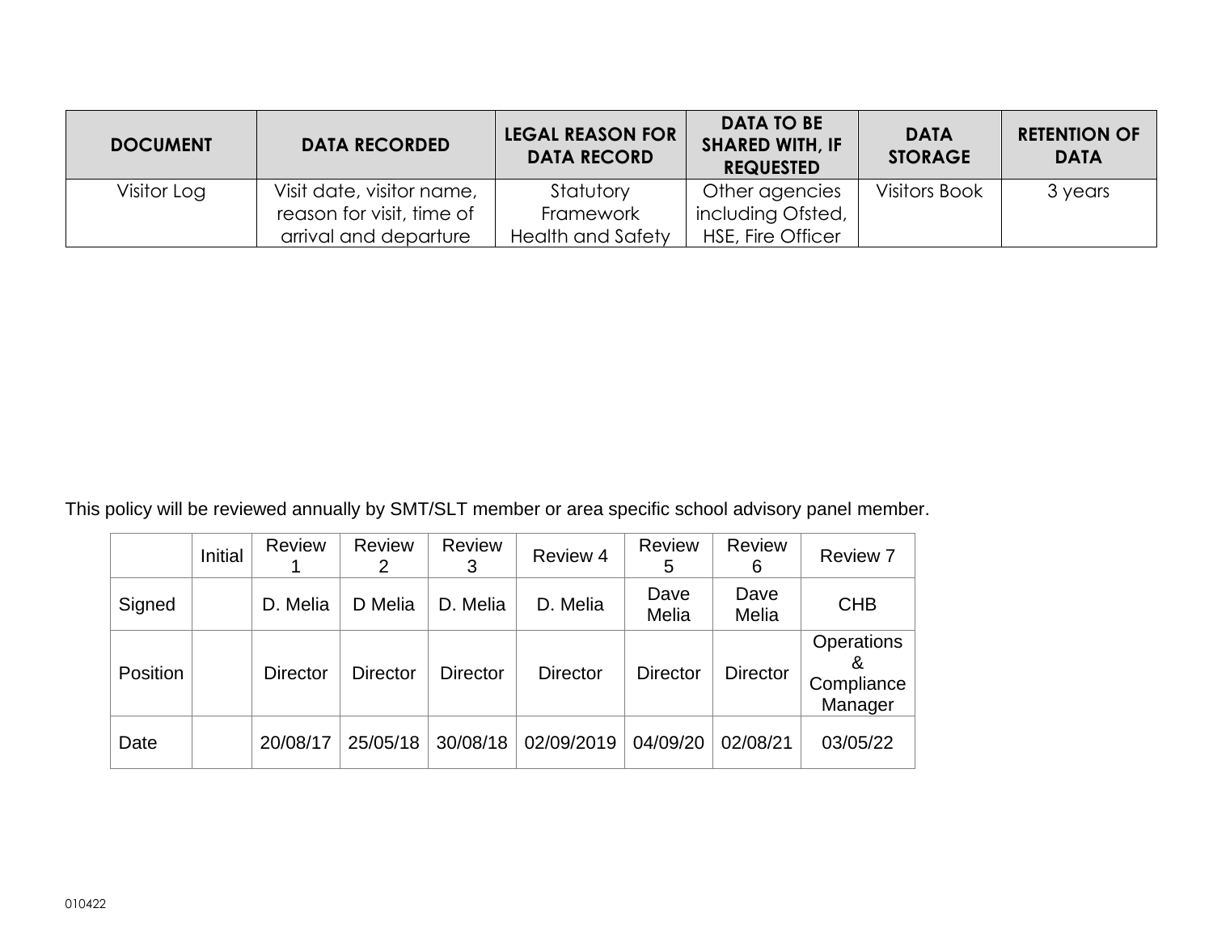| DOCUMENT | DATA RECORDED | LEGAL REASON FOR DATA RECORD | DATA TO BE SHARED WITH, IF REQUESTED | DATA STORAGE | RETENTION OF DATA |
|---|---|---|---|---|---|
| Visitor Log | Visit date, visitor name, reason for visit, time of arrival and departure | Statutory Framework Health and Safety | Other agencies including Ofsted, HSE, Fire Officer | Visitors Book | 3 years |

This policy will be reviewed annually by SMT/SLT member or area specific school advisory panel member.

| | Initial | Review 1 | Review 2 | Review 3 | Review 4 | Review 5 | Review 6 | Review 7 |
|---|---|---|---|---|---|---|---|---|
| Signed | | D. Melia | D Melia | D. Melia | D. Melia | Dave Melia | Dave Melia | CHB |
| Position | | Director | Director | Director | Director | Director | Director | Operations & Compliance Manager |
| Date | | 20/08/17 | 25/05/18 | 30/08/18 | 02/09/2019 | 04/09/20 | 02/08/21 | 03/05/22 |

010422